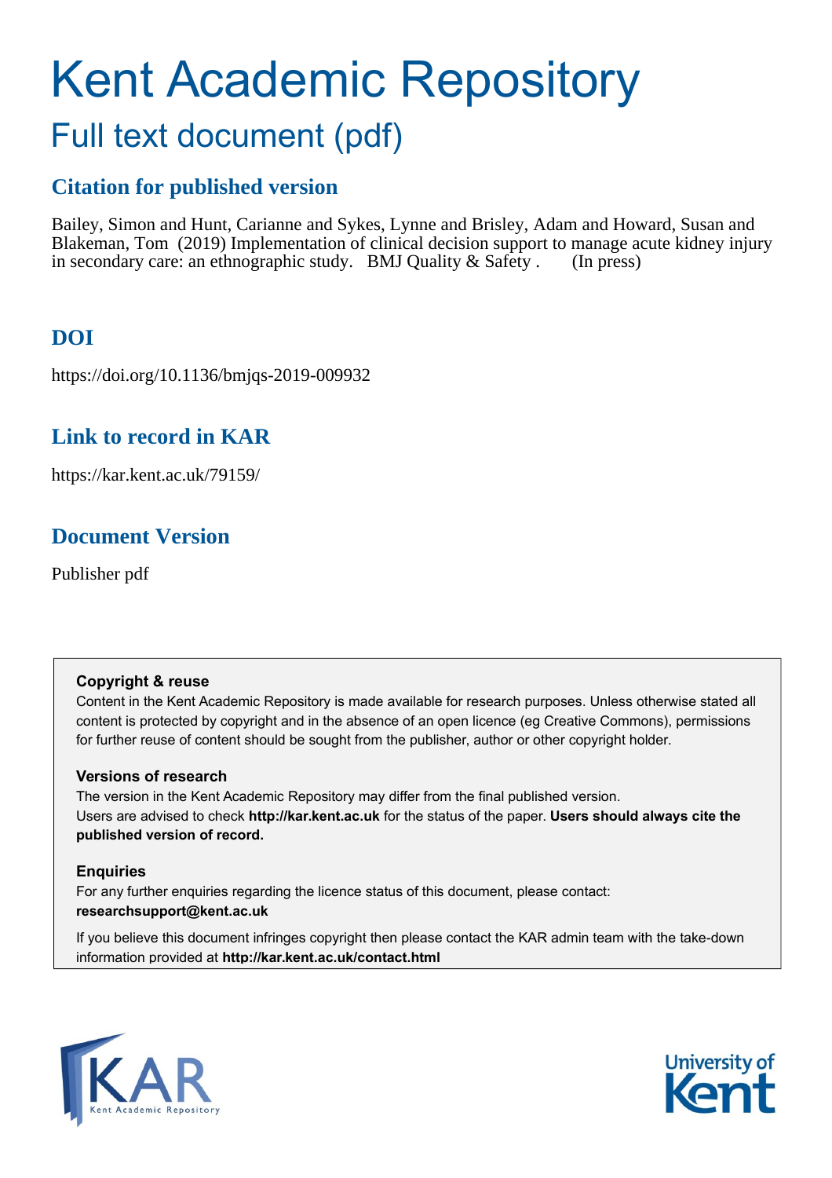# Kent Academic Repository

## Full text document (pdf)

### Citation for published version

Bailey, Simon and Hunt, Carianne and Sykes, Lynne and Brisley, Adam and Howard, Susan and Blakeman, Tom (2019) Implementation of clinical decision support to manage acute kidney injury in secondary care: an ethnographic study. BMJ Quality & Safety . (In press)

### DOI

https://doi.org/10.1136/bmjqs-2019-009932

### Link to record in KAR

https://kar.kent.ac.uk/79159/

### Document Version

Publisher pdf

**Copyright & reuse**

Content in the Kent Academic Repository is made available for research purposes. Unless otherwise stated all content is protected by copyright and in the absence of an open licence (eg Creative Commons), permissions for further reuse of content should be sought from the publisher, author or other copyright holder.

**Versions of research**

The version in the Kent Academic Repository may differ from the final published version. Users are advised to check **http://kar.kent.ac.uk** for the status of the paper. **Users should always cite the published version of record.**

**Enquiries**

For any further enquiries regarding the licence status of this document, please contact: **researchsupport@kent.ac.uk**

If you believe this document infringes copyright then please contact the KAR admin team with the take-down information provided at **http://kar.kent.ac.uk/contact.html**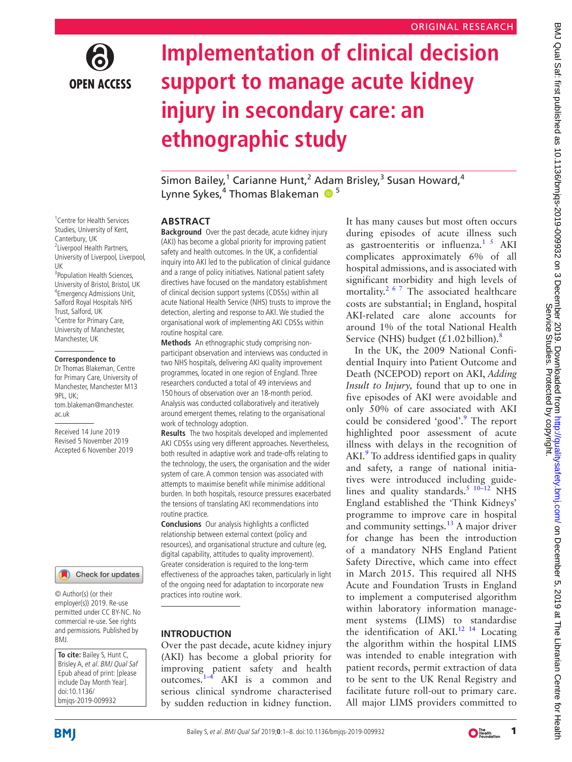ORIGINAL RESEARCH

# Implementation of clinical decision support to manage acute kidney injury in secondary care: an ethnographic study

Simon Bailey,[1] Carianne Hunt,[2] Adam Brisley,[3] Susan Howard,[4] Lynne Sykes,[4] Thomas Blakeman [5]

[1]Centre for Health Services Studies, University of Kent, Canterbury, UK
[2]Liverpool Health Partners, University of Liverpool, Liverpool, UK
[3]Population Health Sciences, University of Bristol, Bristol, UK
[4]Emergency Admissions Unit, Salford Royal Hospitals NHS Trust, Salford, UK
[5]Centre for Primary Care, University of Manchester, Manchester, UK

**Correspondence to**
Dr Thomas Blakeman, Centre for Primary Care, University of Manchester, Manchester M13 9PL, UK; tom.blakeman@manchester.ac.uk

Received 14 June 2019
Revised 5 November 2019
Accepted 6 November 2019

© Author(s) (or their employer(s)) 2019. Re-use permitted under CC BY-NC. No commercial re-use. See rights and permissions. Published by BMJ.

**To cite:** Bailey S, Hunt C, Brisley A, *et al. BMJ Qual Saf* Epub ahead of print: [please include Day Month Year]. doi:10.1136/bmjqs-2019-009932

## ABSTRACT

**Background** Over the past decade, acute kidney injury (AKI) has become a global priority for improving patient safety and health outcomes. In the UK, a confidential inquiry into AKI led to the publication of clinical guidance and a range of policy initiatives. National patient safety directives have focused on the mandatory establishment of clinical decision support systems (CDSSs) within all acute National Health Service (NHS) trusts to improve the detection, alerting and response to AKI. We studied the organisational work of implementing AKI CDSSs within routine hospital care.

**Methods** An ethnographic study comprising non-participant observation and interviews was conducted in two NHS hospitals, delivering AKI quality improvement programmes, located in one region of England. Three researchers conducted a total of 49 interviews and 150 hours of observation over an 18-month period. Analysis was conducted collaboratively and iteratively around emergent themes, relating to the organisational work of technology adoption.

**Results** The two hospitals developed and implemented AKI CDSSs using very different approaches. Nevertheless, both resulted in adaptive work and trade-offs relating to the technology, the users, the organisation and the wider system of care. A common tension was associated with attempts to maximise benefit while minimise additional burden. In both hospitals, resource pressures exacerbated the tensions of translating AKI recommendations into routine practice.

**Conclusions** Our analysis highlights a conflicted relationship between external context (policy and resources), and organisational structure and culture (eg, digital capability, attitudes to quality improvement). Greater consideration is required to the long-term effectiveness of the approaches taken, particularly in light of the ongoing need for adaptation to incorporate new practices into routine work.

## INTRODUCTION

Over the past decade, acute kidney injury (AKI) has become a global priority for improving patient safety and health outcomes.[1–4] AKI is a common and serious clinical syndrome characterised by sudden reduction in kidney function. It has many causes but most often occurs during episodes of acute illness such as gastroenteritis or influenza.[1 5] AKI complicates approximately 6% of all hospital admissions, and is associated with significant morbidity and high levels of mortality.[2 6 7] The associated healthcare costs are substantial; in England, hospital AKI-related care alone accounts for around 1% of the total National Health Service (NHS) budget (£1.02 billion).[8]

In the UK, the 2009 National Confidential Inquiry into Patient Outcome and Death (NCEPOD) report on AKI, *Adding Insult to Injury*, found that up to one in five episodes of AKI were avoidable and only 50% of care associated with AKI could be considered 'good'.[9] The report highlighted poor assessment of acute illness with delays in the recognition of AKI.[9] To address identified gaps in quality and safety, a range of national initiatives were introduced including guidelines and quality standards.[5 10–12] NHS England established the 'Think Kidneys' programme to improve care in hospital and community settings.[13] A major driver for change has been the introduction of a mandatory NHS England Patient Safety Directive, which came into effect in March 2015. This required all NHS Acute and Foundation Trusts in England to implement a computerised algorithm within laboratory information management systems (LIMS) to standardise the identification of AKI.[12 14] Locating the algorithm within the hospital LIMS was intended to enable integration with patient records, permit extraction of data to be sent to the UK Renal Registry and facilitate future roll-out to primary care. All major LIMS providers committed to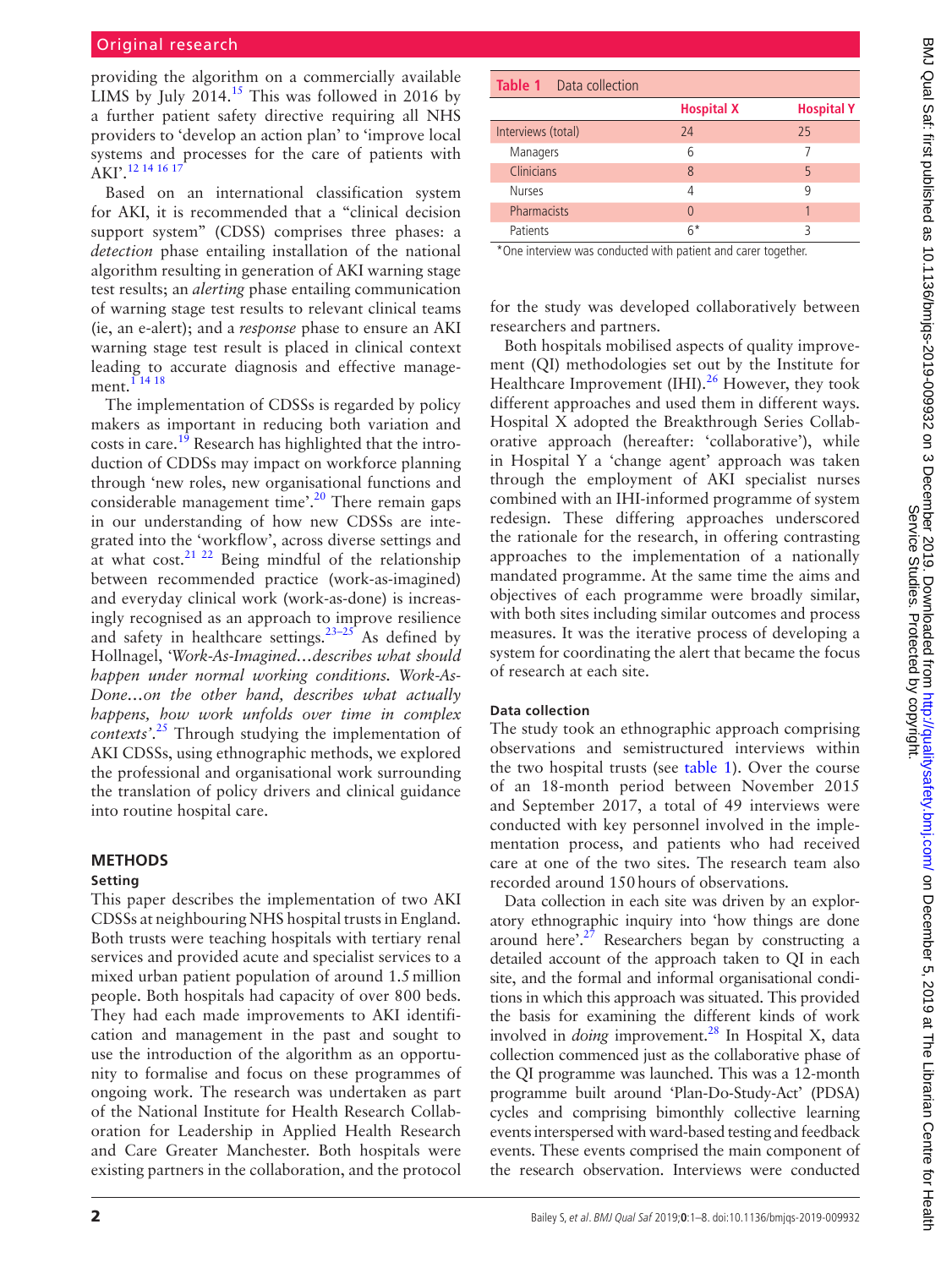providing the algorithm on a commercially available LIMS by July 2014.[15] This was followed in 2016 by a further patient safety directive requiring all NHS providers to 'develop an action plan' to 'improve local systems and processes for the care of patients with AKI'.[12 14 16 17]

Based on an international classification system for AKI, it is recommended that a "clinical decision support system" (CDSS) comprises three phases: a *detection* phase entailing installation of the national algorithm resulting in generation of AKI warning stage test results; an *alerting* phase entailing communication of warning stage test results to relevant clinical teams (ie, an e-alert); and a *response* phase to ensure an AKI warning stage test result is placed in clinical context leading to accurate diagnosis and effective management.[1 14 18]

The implementation of CDSSs is regarded by policy makers as important in reducing both variation and costs in care.[19] Research has highlighted that the introduction of CDDSs may impact on workforce planning through 'new roles, new organisational functions and considerable management time'.[20] There remain gaps in our understanding of how new CDSSs are integrated into the 'workflow', across diverse settings and at what cost.[21 22] Being mindful of the relationship between recommended practice (work-as-imagined) and everyday clinical work (work-as-done) is increasingly recognised as an approach to improve resilience and safety in healthcare settings.[23–25] As defined by Hollnagel, *'Work-As-Imagined…describes what should happen under normal working conditions. Work-As-Done…on the other hand, describes what actually happens, how work unfolds over time in complex contexts'*.[25] Through studying the implementation of AKI CDSSs, using ethnographic methods, we explored the professional and organisational work surrounding the translation of policy drivers and clinical guidance into routine hospital care.

## METHODS

### Setting

This paper describes the implementation of two AKI CDSSs at neighbouring NHS hospital trusts in England. Both trusts were teaching hospitals with tertiary renal services and provided acute and specialist services to a mixed urban patient population of around 1.5 million people. Both hospitals had capacity of over 800 beds. They had each made improvements to AKI identification and management in the past and sought to use the introduction of the algorithm as an opportunity to formalise and focus on these programmes of ongoing work. The research was undertaken as part of the National Institute for Health Research Collaboration for Leadership in Applied Health Research and Care Greater Manchester. Both hospitals were existing partners in the collaboration, and the protocol for the study was developed collaboratively between researchers and partners.

**Table 1** Data collection

| | Hospital X | Hospital Y |
|---|---|---|
| Interviews (total) | 24 | 25 |
| Managers | 6 | 7 |
| Clinicians | 8 | 5 |
| Nurses | 4 | 9 |
| Pharmacists | 0 | 1 |
| Patients | 6* | 3 |

*One interview was conducted with patient and carer together.

Both hospitals mobilised aspects of quality improvement (QI) methodologies set out by the Institute for Healthcare Improvement (IHI).[26] However, they took different approaches and used them in different ways. Hospital X adopted the Breakthrough Series Collaborative approach (hereafter: 'collaborative'), while in Hospital Y a 'change agent' approach was taken through the employment of AKI specialist nurses combined with an IHI-informed programme of system redesign. These differing approaches underscored the rationale for the research, in offering contrasting approaches to the implementation of a nationally mandated programme. At the same time the aims and objectives of each programme were broadly similar, with both sites including similar outcomes and process measures. It was the iterative process of developing a system for coordinating the alert that became the focus of research at each site.

### Data collection

The study took an ethnographic approach comprising observations and semistructured interviews within the two hospital trusts (see table 1). Over the course of an 18-month period between November 2015 and September 2017, a total of 49 interviews were conducted with key personnel involved in the implementation process, and patients who had received care at one of the two sites. The research team also recorded around 150 hours of observations.

Data collection in each site was driven by an exploratory ethnographic inquiry into 'how things are done around here'.[27] Researchers began by constructing a detailed account of the approach taken to QI in each site, and the formal and informal organisational conditions in which this approach was situated. This provided the basis for examining the different kinds of work involved in *doing* improvement.[28] In Hospital X, data collection commenced just as the collaborative phase of the QI programme was launched. This was a 12-month programme built around 'Plan-Do-Study-Act' (PDSA) cycles and comprising bimonthly collective learning events interspersed with ward-based testing and feedback events. These events comprised the main component of the research observation. Interviews were conducted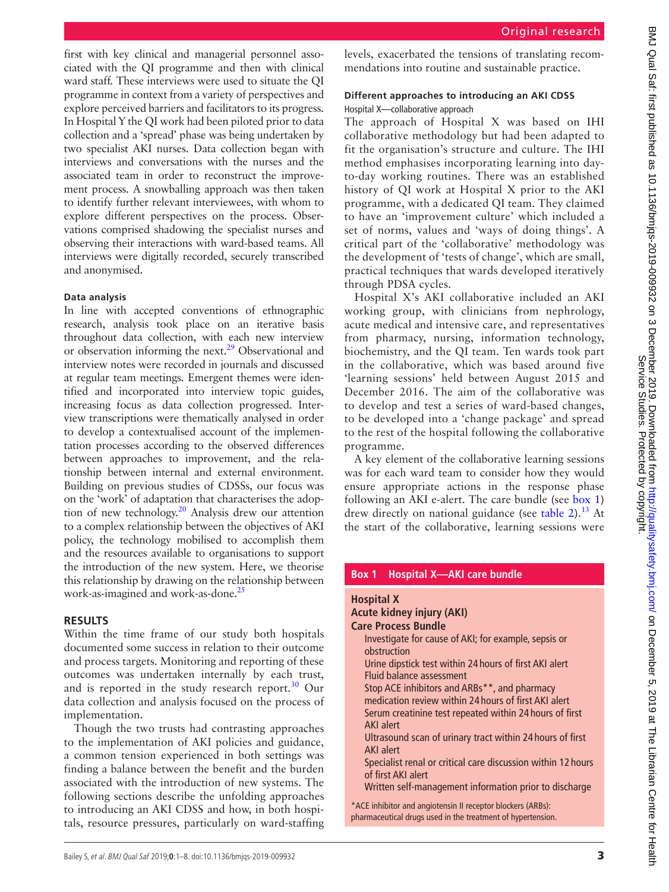first with key clinical and managerial personnel associated with the QI programme and then with clinical ward staff. These interviews were used to situate the QI programme in context from a variety of perspectives and explore perceived barriers and facilitators to its progress. In Hospital Y the QI work had been piloted prior to data collection and a 'spread' phase was being undertaken by two specialist AKI nurses. Data collection began with interviews and conversations with the nurses and the associated team in order to reconstruct the improvement process. A snowballing approach was then taken to identify further relevant interviewees, with whom to explore different perspectives on the process. Observations comprised shadowing the specialist nurses and observing their interactions with ward-based teams. All interviews were digitally recorded, securely transcribed and anonymised.

### Data analysis

In line with accepted conventions of ethnographic research, analysis took place on an iterative basis throughout data collection, with each new interview or observation informing the next.[29] Observational and interview notes were recorded in journals and discussed at regular team meetings. Emergent themes were identified and incorporated into interview topic guides, increasing focus as data collection progressed. Interview transcriptions were thematically analysed in order to develop a contextualised account of the implementation processes according to the observed differences between approaches to improvement, and the relationship between internal and external environment. Building on previous studies of CDSSs, our focus was on the 'work' of adaptation that characterises the adoption of new technology.[20] Analysis drew our attention to a complex relationship between the objectives of AKI policy, the technology mobilised to accomplish them and the resources available to organisations to support the introduction of the new system. Here, we theorise this relationship by drawing on the relationship between work-as-imagined and work-as-done.[25]

## RESULTS

Within the time frame of our study both hospitals documented some success in relation to their outcome and process targets. Monitoring and reporting of these outcomes was undertaken internally by each trust, and is reported in the study research report.[30] Our data collection and analysis focused on the process of implementation.

Though the two trusts had contrasting approaches to the implementation of AKI policies and guidance, a common tension experienced in both settings was finding a balance between the benefit and the burden associated with the introduction of new systems. The following sections describe the unfolding approaches to introducing an AKI CDSS and how, in both hospitals, resource pressures, particularly on ward-staffing levels, exacerbated the tensions of translating recommendations into routine and sustainable practice.

### Different approaches to introducing an AKI CDSS

#### Hospital X—collaborative approach

The approach of Hospital X was based on IHI collaborative methodology but had been adapted to fit the organisation's structure and culture. The IHI method emphasises incorporating learning into day-to-day working routines. There was an established history of QI work at Hospital X prior to the AKI programme, with a dedicated QI team. They claimed to have an 'improvement culture' which included a set of norms, values and 'ways of doing things'. A critical part of the 'collaborative' methodology was the development of 'tests of change', which are small, practical techniques that wards developed iteratively through PDSA cycles.

Hospital X's AKI collaborative included an AKI working group, with clinicians from nephrology, acute medical and intensive care, and representatives from pharmacy, nursing, information technology, biochemistry, and the QI team. Ten wards took part in the collaborative, which was based around five 'learning sessions' held between August 2015 and December 2016. The aim of the collaborative was to develop and test a series of ward-based changes, to be developed into a 'change package' and spread to the rest of the hospital following the collaborative programme.

A key element of the collaborative learning sessions was for each ward team to consider how they would ensure appropriate response actions in the response phase following an AKI e-alert. The care bundle (see box 1) drew directly on national guidance (see table 2).[13] At the start of the collaborative, learning sessions were

**Box 1 Hospital X—AKI care bundle**

**Hospital X**
**Acute kidney injury (AKI)**
**Care Process Bundle**

- Investigate for cause of AKI; for example, sepsis or obstruction
- Urine dipstick test within 24 hours of first AKI alert
- Fluid balance assessment
- Stop ACE inhibitors and ARBs**, and pharmacy medication review within 24 hours of first AKI alert
- Serum creatinine test repeated within 24 hours of first AKI alert
- Ultrasound scan of urinary tract within 24 hours of first AKI alert
- Specialist renal or critical care discussion within 12 hours of first AKI alert
- Written self-management information prior to discharge

*ACE inhibitor and angiotensin II receptor blockers (ARBs): pharmaceutical drugs used in the treatment of hypertension.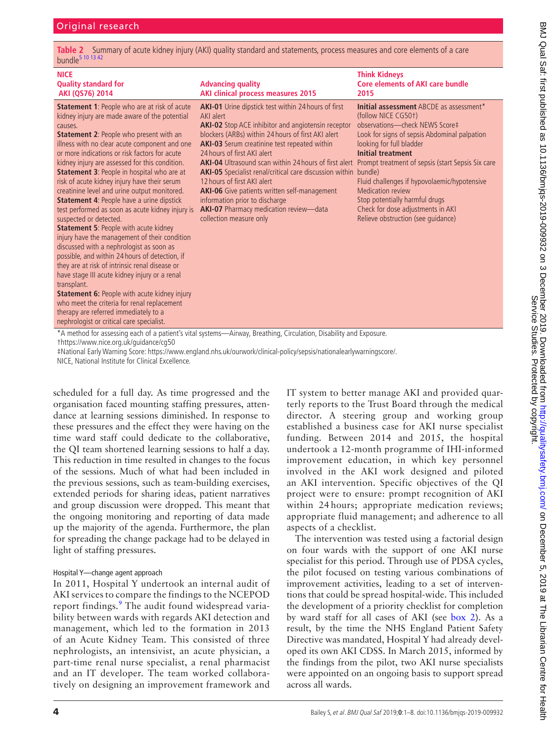**Table 2** Summary of acute kidney injury (AKI) quality standard and statements, process measures and core elements of a care bundle[5 10 13 42]

| NICE Quality standard for AKI (QS76) 2014 | Advancing quality AKI clinical process measures 2015 | Think Kidneys Core elements of AKI care bundle 2015 |
|---|---|---|
| **Statement 1**: People who are at risk of acute kidney injury are made aware of the potential causes.<br>**Statement 2**: People who present with an illness with no clear acute component and one or more indications or risk factors for acute kidney injury are assessed for this condition.<br>**Statement 3**: People in hospital who are at risk of acute kidney injury have their serum creatinine level and urine output monitored.<br>**Statement 4**: People have a urine dipstick test performed as soon as acute kidney injury is suspected or detected.<br>**Statement 5**: People with acute kidney injury have the management of their condition discussed with a nephrologist as soon as possible, and within 24 hours of detection, if they are at risk of intrinsic renal disease or have stage III acute kidney injury or a renal transplant.<br>**Statement 6:** People with acute kidney injury who meet the criteria for renal replacement therapy are referred immediately to a nephrologist or critical care specialist. | **AKI-01** Urine dipstick test within 24 hours of first AKI alert<br>**AKI-02** Stop ACE inhibitor and angiotensin receptor blockers (ARBs) within 24 hours of first AKI alert<br>**AKI-03** Serum creatinine test repeated within 24 hours of first AKI alert<br>**AKI-04** Ultrasound scan within 24 hours of first alert<br>**AKI-05** Specialist renal/critical care discussion within 12 hours of first AKI alert<br>**AKI-06** Give patients written self-management information prior to discharge<br>**AKI-07** Pharmacy medication review—data collection measure only | **Initial assessment** ABCDE as assessment* (follow NICE CG50†) observations—check NEWS Score‡<br>Look for signs of sepsis Abdominal palpation looking for full bladder<br>**Initial treatment**<br>Prompt treatment of sepsis (start Sepsis Six care bundle)<br>Fluid challenges if hypovolaemic/hypotensive<br>Medication review<br>Stop potentially harmful drugs<br>Check for dose adjustments in AKI<br>Relieve obstruction (see guidance) |

*A method for assessing each of a patient's vital systems—Airway, Breathing, Circulation, Disability and Exposure.
†https://www.nice.org.uk/guidance/cg50
‡National Early Warning Score: https://www.england.nhs.uk/ourwork/clinical-policy/sepsis/nationalearlywarningscore/.
NICE, National Institute for Clinical Excellence.

scheduled for a full day. As time progressed and the organisation faced mounting staffing pressures, attendance at learning sessions diminished. In response to these pressures and the effect they were having on the time ward staff could dedicate to the collaborative, the QI team shortened learning sessions to half a day. This reduction in time resulted in changes to the focus of the sessions. Much of what had been included in the previous sessions, such as team-building exercises, extended periods for sharing ideas, patient narratives and group discussion were dropped. This meant that the ongoing monitoring and reporting of data made up the majority of the agenda. Furthermore, the plan for spreading the change package had to be delayed in light of staffing pressures.

### Hospital Y—change agent approach

In 2011, Hospital Y undertook an internal audit of AKI services to compare the findings to the NCEPOD report findings.[9] The audit found widespread variability between wards with regards AKI detection and management, which led to the formation in 2013 of an Acute Kidney Team. This consisted of three nephrologists, an intensivist, an acute physician, a part-time renal nurse specialist, a renal pharmacist and an IT developer. The team worked collaboratively on designing an improvement framework and IT system to better manage AKI and provided quarterly reports to the Trust Board through the medical director. A steering group and working group established a business case for AKI nurse specialist funding. Between 2014 and 2015, the hospital undertook a 12-month programme of IHI-informed improvement education, in which key personnel involved in the AKI work designed and piloted an AKI intervention. Specific objectives of the QI project were to ensure: prompt recognition of AKI within 24 hours; appropriate medication reviews; appropriate fluid management; and adherence to all aspects of a checklist.

The intervention was tested using a factorial design on four wards with the support of one AKI nurse specialist for this period. Through use of PDSA cycles, the pilot focused on testing various combinations of improvement activities, leading to a set of interventions that could be spread hospital-wide. This included the development of a priority checklist for completion by ward staff for all cases of AKI (see box 2). As a result, by the time the NHS England Patient Safety Directive was mandated, Hospital Y had already developed its own AKI CDSS. In March 2015, informed by the findings from the pilot, two AKI nurse specialists were appointed on an ongoing basis to support spread across all wards.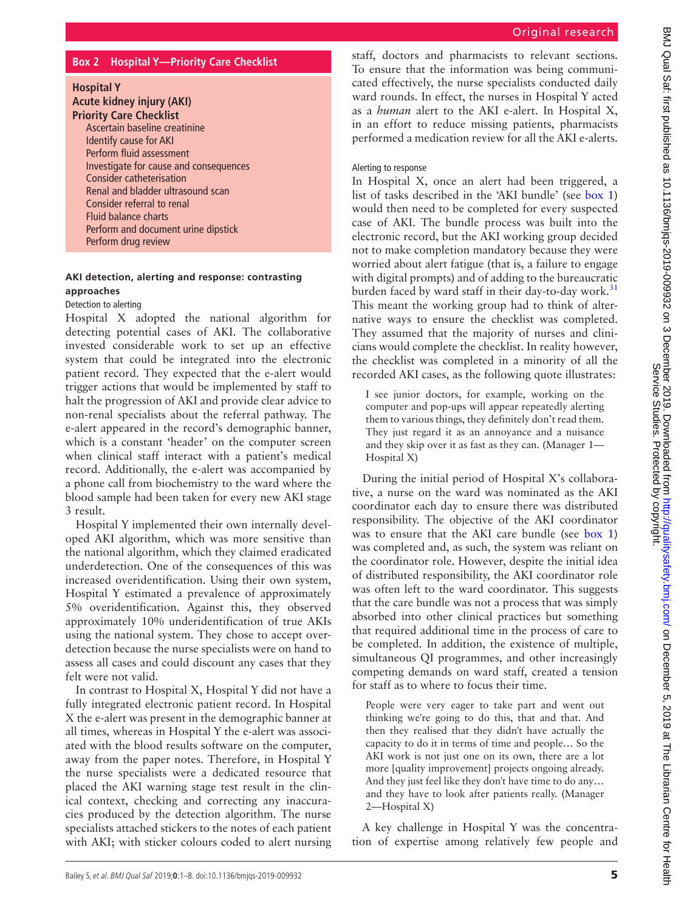## Box 2 Hospital Y—Priority Care Checklist

**Hospital Y**
**Acute kidney injury (AKI)**
**Priority Care Checklist**

- Ascertain baseline creatinine
- Identify cause for AKI
- Perform fluid assessment
- Investigate for cause and consequences
- Consider catheterisation
- Renal and bladder ultrasound scan
- Consider referral to renal
- Fluid balance charts
- Perform and document urine dipstick
- Perform drug review

### AKI detection, alerting and response: contrasting approaches

#### Detection to alerting

Hospital X adopted the national algorithm for detecting potential cases of AKI. The collaborative invested considerable work to set up an effective system that could be integrated into the electronic patient record. They expected that the e-alert would trigger actions that would be implemented by staff to halt the progression of AKI and provide clear advice to non-renal specialists about the referral pathway. The e-alert appeared in the record's demographic banner, which is a constant 'header' on the computer screen when clinical staff interact with a patient's medical record. Additionally, the e-alert was accompanied by a phone call from biochemistry to the ward where the blood sample had been taken for every new AKI stage 3 result.

Hospital Y implemented their own internally developed AKI algorithm, which was more sensitive than the national algorithm, which they claimed eradicated underdetection. One of the consequences of this was increased overidentification. Using their own system, Hospital Y estimated a prevalence of approximately 5% overidentification. Against this, they observed approximately 10% underidentification of true AKIs using the national system. They chose to accept overdetection because the nurse specialists were on hand to assess all cases and could discount any cases that they felt were not valid.

In contrast to Hospital X, Hospital Y did not have a fully integrated electronic patient record. In Hospital X the e-alert was present in the demographic banner at all times, whereas in Hospital Y the e-alert was associated with the blood results software on the computer, away from the paper notes. Therefore, in Hospital Y the nurse specialists were a dedicated resource that placed the AKI warning stage test result in the clinical context, checking and correcting any inaccuracies produced by the detection algorithm. The nurse specialists attached stickers to the notes of each patient with AKI; with sticker colours coded to alert nursing staff, doctors and pharmacists to relevant sections. To ensure that the information was being communicated effectively, the nurse specialists conducted daily ward rounds. In effect, the nurses in Hospital Y acted as a *human* alert to the AKI e-alert. In Hospital X, in an effort to reduce missing patients, pharmacists performed a medication review for all the AKI e-alerts.

#### Alerting to response

In Hospital X, once an alert had been triggered, a list of tasks described in the 'AKI bundle' (see box 1) would then need to be completed for every suspected case of AKI. The bundle process was built into the electronic record, but the AKI working group decided not to make completion mandatory because they were worried about alert fatigue (that is, a failure to engage with digital prompts) and of adding to the bureaucratic burden faced by ward staff in their day-to-day work.[31] This meant the working group had to think of alternative ways to ensure the checklist was completed. They assumed that the majority of nurses and clinicians would complete the checklist. In reality however, the checklist was completed in a minority of all the recorded AKI cases, as the following quote illustrates:

> I see junior doctors, for example, working on the computer and pop-ups will appear repeatedly alerting them to various things, they definitely don't read them. They just regard it as an annoyance and a nuisance and they skip over it as fast as they can. (Manager 1—Hospital X)

During the initial period of Hospital X's collaborative, a nurse on the ward was nominated as the AKI coordinator each day to ensure there was distributed responsibility. The objective of the AKI coordinator was to ensure that the AKI care bundle (see box 1) was completed and, as such, the system was reliant on the coordinator role. However, despite the initial idea of distributed responsibility, the AKI coordinator role was often left to the ward coordinator. This suggests that the care bundle was not a process that was simply absorbed into other clinical practices but something that required additional time in the process of care to be completed. In addition, the existence of multiple, simultaneous QI programmes, and other increasingly competing demands on ward staff, created a tension for staff as to where to focus their time.

> People were very eager to take part and went out thinking we're going to do this, that and that. And then they realised that they didn't have actually the capacity to do it in terms of time and people… So the AKI work is not just one on its own, there are a lot more [quality improvement] projects ongoing already. And they just feel like they don't have time to do any… and they have to look after patients really. (Manager 2—Hospital X)

A key challenge in Hospital Y was the concentration of expertise among relatively few people and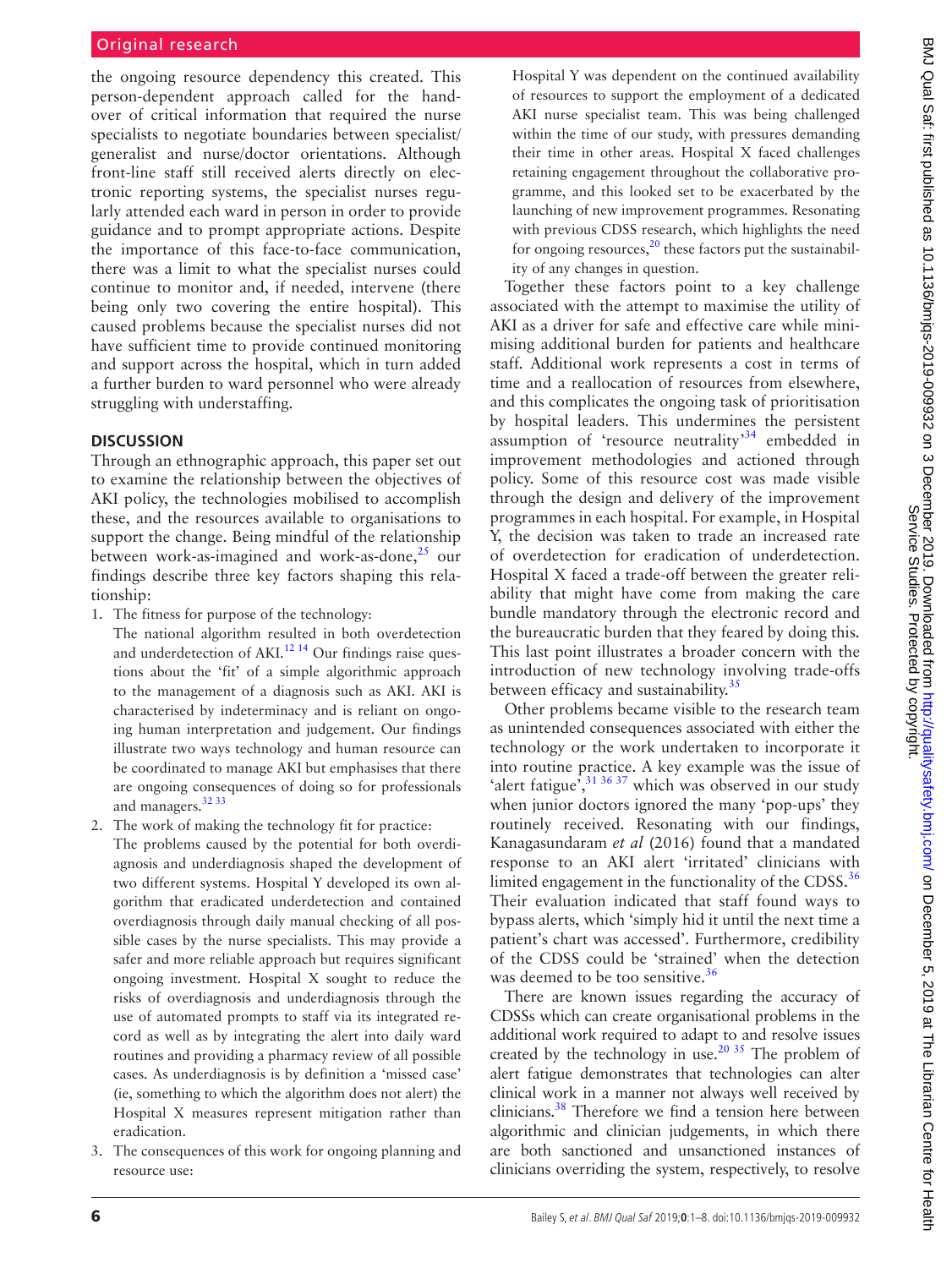the ongoing resource dependency this created. This person-dependent approach called for the handover of critical information that required the nurse specialists to negotiate boundaries between specialist/generalist and nurse/doctor orientations. Although front-line staff still received alerts directly on electronic reporting systems, the specialist nurses regularly attended each ward in person in order to provide guidance and to prompt appropriate actions. Despite the importance of this face-to-face communication, there was a limit to what the specialist nurses could continue to monitor and, if needed, intervene (there being only two covering the entire hospital). This caused problems because the specialist nurses did not have sufficient time to provide continued monitoring and support across the hospital, which in turn added a further burden to ward personnel who were already struggling with understaffing.

## DISCUSSION

Through an ethnographic approach, this paper set out to examine the relationship between the objectives of AKI policy, the technologies mobilised to accomplish these, and the resources available to organisations to support the change. Being mindful of the relationship between work-as-imagined and work-as-done,[25] our findings describe three key factors shaping this relationship:

1. The fitness for purpose of the technology:
   The national algorithm resulted in both overdetection and underdetection of AKI.[12 14] Our findings raise questions about the 'fit' of a simple algorithmic approach to the management of a diagnosis such as AKI. AKI is characterised by indeterminacy and is reliant on ongoing human interpretation and judgement. Our findings illustrate two ways technology and human resource can be coordinated to manage AKI but emphasises that there are ongoing consequences of doing so for professionals and managers.[32 33]
2. The work of making the technology fit for practice:
   The problems caused by the potential for both overdiagnosis and underdiagnosis shaped the development of two different systems. Hospital Y developed its own algorithm that eradicated underdetection and contained overdiagnosis through daily manual checking of all possible cases by the nurse specialists. This may provide a safer and more reliable approach but requires significant ongoing investment. Hospital X sought to reduce the risks of overdiagnosis and underdiagnosis through the use of automated prompts to staff via its integrated record as well as by integrating the alert into daily ward routines and providing a pharmacy review of all possible cases. As underdiagnosis is by definition a 'missed case' (ie, something to which the algorithm does not alert) the Hospital X measures represent mitigation rather than eradication.
3. The consequences of this work for ongoing planning and resource use:
   Hospital Y was dependent on the continued availability of resources to support the employment of a dedicated AKI nurse specialist team. This was being challenged within the time of our study, with pressures demanding their time in other areas. Hospital X faced challenges retaining engagement throughout the collaborative programme, and this looked set to be exacerbated by the launching of new improvement programmes. Resonating with previous CDSS research, which highlights the need for ongoing resources,[20] these factors put the sustainability of any changes in question.

Together these factors point to a key challenge associated with the attempt to maximise the utility of AKI as a driver for safe and effective care while minimising additional burden for patients and healthcare staff. Additional work represents a cost in terms of time and a reallocation of resources from elsewhere, and this complicates the ongoing task of prioritisation by hospital leaders. This undermines the persistent assumption of 'resource neutrality'[34] embedded in improvement methodologies and actioned through policy. Some of this resource cost was made visible through the design and delivery of the improvement programmes in each hospital. For example, in Hospital Y, the decision was taken to trade an increased rate of overdetection for eradication of underdetection. Hospital X faced a trade-off between the greater reliability that might have come from making the care bundle mandatory through the electronic record and the bureaucratic burden that they feared by doing this. This last point illustrates a broader concern with the introduction of new technology involving trade-offs between efficacy and sustainability.[35]

Other problems became visible to the research team as unintended consequences associated with either the technology or the work undertaken to incorporate it into routine practice. A key example was the issue of 'alert fatigue',[31 36 37] which was observed in our study when junior doctors ignored the many 'pop-ups' they routinely received. Resonating with our findings, Kanagasundaram *et al* (2016) found that a mandated response to an AKI alert 'irritated' clinicians with limited engagement in the functionality of the CDSS.[36] Their evaluation indicated that staff found ways to bypass alerts, which 'simply hid it until the next time a patient's chart was accessed'. Furthermore, credibility of the CDSS could be 'strained' when the detection was deemed to be too sensitive.[36]

There are known issues regarding the accuracy of CDSSs which can create organisational problems in the additional work required to adapt to and resolve issues created by the technology in use.[20 35] The problem of alert fatigue demonstrates that technologies can alter clinical work in a manner not always well received by clinicians.[38] Therefore we find a tension here between algorithmic and clinician judgements, in which there are both sanctioned and unsanctioned instances of clinicians overriding the system, respectively, to resolve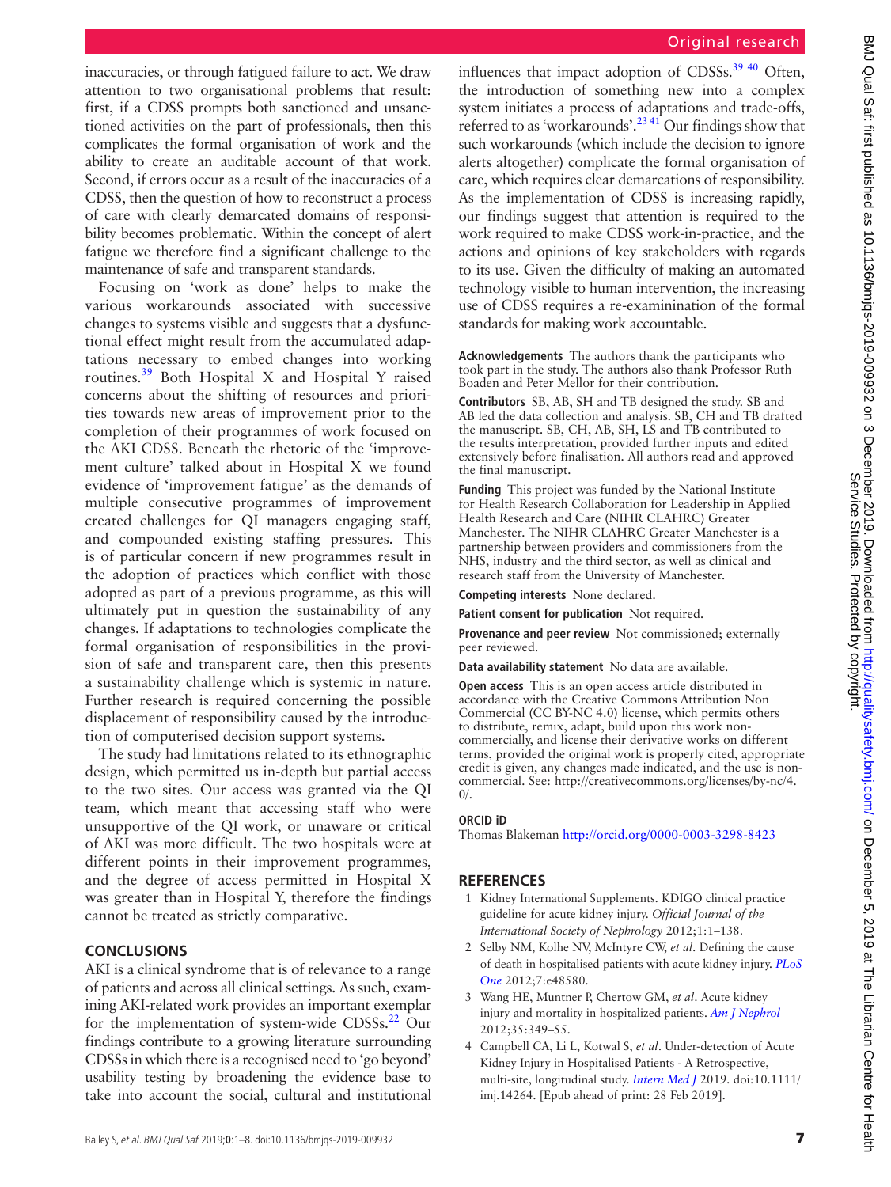inaccuracies, or through fatigued failure to act. We draw attention to two organisational problems that result: first, if a CDSS prompts both sanctioned and unsanctioned activities on the part of professionals, then this complicates the formal organisation of work and the ability to create an auditable account of that work. Second, if errors occur as a result of the inaccuracies of a CDSS, then the question of how to reconstruct a process of care with clearly demarcated domains of responsibility becomes problematic. Within the concept of alert fatigue we therefore find a significant challenge to the maintenance of safe and transparent standards.

Focusing on 'work as done' helps to make the various workarounds associated with successive changes to systems visible and suggests that a dysfunctional effect might result from the accumulated adaptations necessary to embed changes into working routines.[39] Both Hospital X and Hospital Y raised concerns about the shifting of resources and priorities towards new areas of improvement prior to the completion of their programmes of work focused on the AKI CDSS. Beneath the rhetoric of the 'improvement culture' talked about in Hospital X we found evidence of 'improvement fatigue' as the demands of multiple consecutive programmes of improvement created challenges for QI managers engaging staff, and compounded existing staffing pressures. This is of particular concern if new programmes result in the adoption of practices which conflict with those adopted as part of a previous programme, as this will ultimately put in question the sustainability of any changes. If adaptations to technologies complicate the formal organisation of responsibilities in the provision of safe and transparent care, then this presents a sustainability challenge which is systemic in nature. Further research is required concerning the possible displacement of responsibility caused by the introduction of computerised decision support systems.

The study had limitations related to its ethnographic design, which permitted us in-depth but partial access to the two sites. Our access was granted via the QI team, which meant that accessing staff who were unsupportive of the QI work, or unaware or critical of AKI was more difficult. The two hospitals were at different points in their improvement programmes, and the degree of access permitted in Hospital X was greater than in Hospital Y, therefore the findings cannot be treated as strictly comparative.

## CONCLUSIONS

AKI is a clinical syndrome that is of relevance to a range of patients and across all clinical settings. As such, examining AKI-related work provides an important exemplar for the implementation of system-wide CDSSs.[22] Our findings contribute to a growing literature surrounding CDSSs in which there is a recognised need to 'go beyond' usability testing by broadening the evidence base to take into account the social, cultural and institutional influences that impact adoption of CDSSs.[39,40] Often, the introduction of something new into a complex system initiates a process of adaptations and trade-offs, referred to as 'workarounds'.[23,41] Our findings show that such workarounds (which include the decision to ignore alerts altogether) complicate the formal organisation of care, which requires clear demarcations of responsibility. As the implementation of CDSS is increasing rapidly, our findings suggest that attention is required to the work required to make CDSS work-in-practice, and the actions and opinions of key stakeholders with regards to its use. Given the difficulty of making an automated technology visible to human intervention, the increasing use of CDSS requires a re-examinination of the formal standards for making work accountable.

**Acknowledgements** The authors thank the participants who took part in the study. The authors also thank Professor Ruth Boaden and Peter Mellor for their contribution.

**Contributors** SB, AB, SH and TB designed the study. SB and AB led the data collection and analysis. SB, CH and TB drafted the manuscript. SB, CH, AB, SH, LS and TB contributed to the results interpretation, provided further inputs and edited extensively before finalisation. All authors read and approved the final manuscript.

**Funding** This project was funded by the National Institute for Health Research Collaboration for Leadership in Applied Health Research and Care (NIHR CLAHRC) Greater Manchester. The NIHR CLAHRC Greater Manchester is a partnership between providers and commissioners from the NHS, industry and the third sector, as well as clinical and research staff from the University of Manchester.

**Competing interests** None declared.

**Patient consent for publication** Not required.

**Provenance and peer review** Not commissioned; externally peer reviewed.

**Data availability statement** No data are available.

**Open access** This is an open access article distributed in accordance with the Creative Commons Attribution Non Commercial (CC BY-NC 4.0) license, which permits others to distribute, remix, adapt, build upon this work non-commercially, and license their derivative works on different terms, provided the original work is properly cited, appropriate credit is given, any changes made indicated, and the use is non-commercial. See: http://creativecommons.org/licenses/by-nc/4.0/.

### ORCID iD

Thomas Blakeman http://orcid.org/0000-0003-3298-8423

## REFERENCES

1. Kidney International Supplements. KDIGO clinical practice guideline for acute kidney injury. *Official Journal of the International Society of Nephrology* 2012;1:1–138.
2. Selby NM, Kolhe NV, McIntyre CW, *et al*. Defining the cause of death in hospitalised patients with acute kidney injury. *PLoS One* 2012;7:e48580.
3. Wang HE, Muntner P, Chertow GM, *et al*. Acute kidney injury and mortality in hospitalized patients. *Am J Nephrol* 2012;35:349–55.
4. Campbell CA, Li L, Kotwal S, *et al*. Under-detection of Acute Kidney Injury in Hospitalised Patients - A Retrospective, multi-site, longitudinal study. *Intern Med J* 2019. doi:10.1111/imj.14264. [Epub ahead of print: 28 Feb 2019].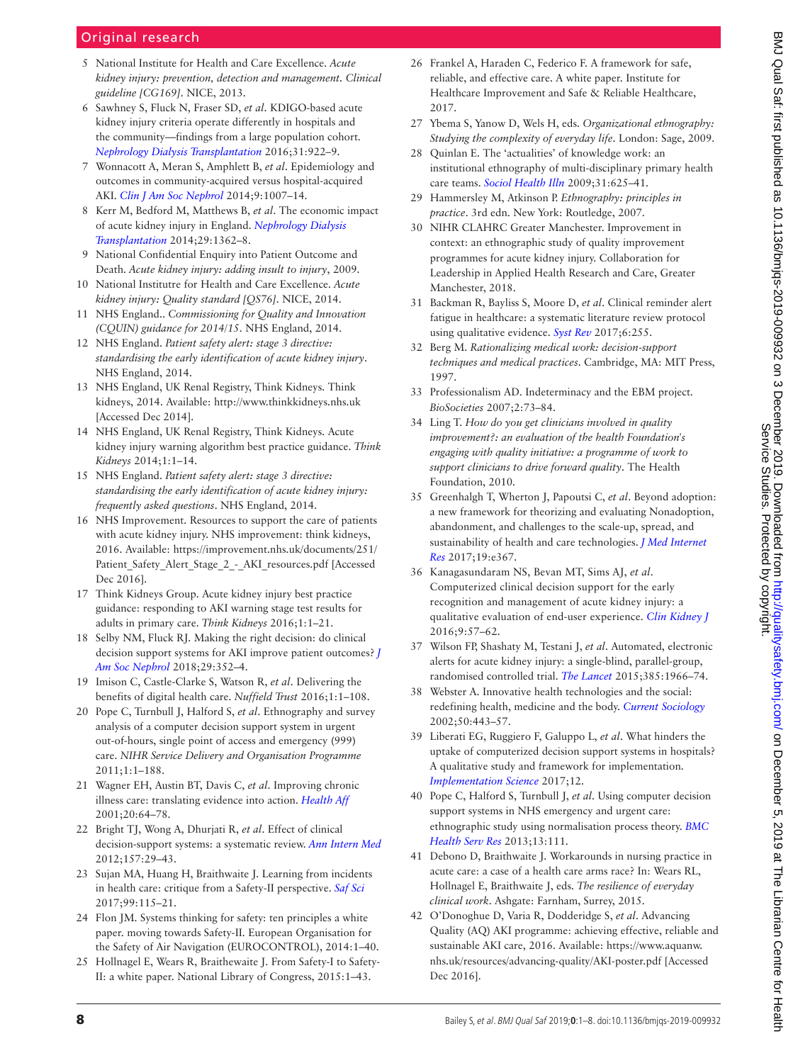5. National Institute for Health and Care Excellence. *Acute kidney injury: prevention, detection and management. Clinical guideline [CG169]*. NICE, 2013.
6. Sawhney S, Fluck N, Fraser SD, *et al*. KDIGO-based acute kidney injury criteria operate differently in hospitals and the community—findings from a large population cohort. *Nephrology Dialysis Transplantation* 2016;31:922–9.
7. Wonnacott A, Meran S, Amphlett B, *et al*. Epidemiology and outcomes in community-acquired versus hospital-acquired AKI. *Clin J Am Soc Nephrol* 2014;9:1007–14.
8. Kerr M, Bedford M, Matthews B, *et al*. The economic impact of acute kidney injury in England. *Nephrology Dialysis Transplantation* 2014;29:1362–8.
9. National Confidential Enquiry into Patient Outcome and Death. *Acute kidney injury: adding insult to injury*, 2009.
10. National Institutre for Health and Care Excellence. *Acute kidney injury: Quality standard [QS76]*. NICE, 2014.
11. NHS England.. *Commissioning for Quality and Innovation (CQUIN) guidance for 2014/15*. NHS England, 2014.
12. NHS England. *Patient safety alert: stage 3 directive: standardising the early identification of acute kidney injury*. NHS England, 2014.
13. NHS England, UK Renal Registry, Think Kidneys. Think kidneys, 2014. Available: http://www.thinkkidneys.nhs.uk [Accessed Dec 2014].
14. NHS England, UK Renal Registry, Think Kidneys. Acute kidney injury warning algorithm best practice guidance. *Think Kidneys* 2014;1:1–14.
15. NHS England. *Patient safety alert: stage 3 directive: standardising the early identification of acute kidney injury: frequently asked questions*. NHS England, 2014.
16. NHS Improvement. Resources to support the care of patients with acute kidney injury. NHS improvement: think kidneys, 2016. Available: https://improvement.nhs.uk/documents/251/Patient_Safety_Alert_Stage_2_-_AKI_resources.pdf [Accessed Dec 2016].
17. Think Kidneys Group. Acute kidney injury best practice guidance: responding to AKI warning stage test results for adults in primary care. *Think Kidneys* 2016;1:1–21.
18. Selby NM, Fluck RJ. Making the right decision: do clinical decision support systems for AKI improve patient outcomes? *J Am Soc Nephrol* 2018;29:352–4.
19. Imison C, Castle-Clarke S, Watson R, *et al*. Delivering the benefits of digital health care. *Nuffield Trust* 2016;1:1–108.
20. Pope C, Turnbull J, Halford S, *et al*. Ethnography and survey analysis of a computer decision support system in urgent out-of-hours, single point of access and emergency (999) care. *NIHR Service Delivery and Organisation Programme* 2011;1:1–188.
21. Wagner EH, Austin BT, Davis C, *et al*. Improving chronic illness care: translating evidence into action. *Health Aff* 2001;20:64–78.
22. Bright TJ, Wong A, Dhurjati R, *et al*. Effect of clinical decision-support systems: a systematic review. *Ann Intern Med* 2012;157:29–43.
23. Sujan MA, Huang H, Braithwaite J. Learning from incidents in health care: critique from a Safety-II perspective. *Saf Sci* 2017;99:115–21.
24. Flon JM. Systems thinking for safety: ten principles a white paper. moving towards Safety-II. European Organisation for the Safety of Air Navigation (EUROCONTROL), 2014:1–40.
25. Hollnagel E, Wears R, Braithewaite J. From Safety-I to Safety-II: a white paper. National Library of Congress, 2015:1–43.
26. Frankel A, Haraden C, Federico F. A framework for safe, reliable, and effective care. A white paper. Institute for Healthcare Improvement and Safe & Reliable Healthcare, 2017.
27. Ybema S, Yanow D, Wels H, eds. *Organizational ethnography: Studying the complexity of everyday life*. London: Sage, 2009.
28. Quinlan E. The 'actualities' of knowledge work: an institutional ethnography of multi-disciplinary primary health care teams. *Sociol Health Illn* 2009;31:625–41.
29. Hammersley M, Atkinson P. *Ethnography: principles in practice*. 3rd edn. New York: Routledge, 2007.
30. NIHR CLAHRC Greater Manchester. Improvement in context: an ethnographic study of quality improvement programmes for acute kidney injury. Collaboration for Leadership in Applied Health Research and Care, Greater Manchester, 2018.
31. Backman R, Bayliss S, Moore D, *et al*. Clinical reminder alert fatigue in healthcare: a systematic literature review protocol using qualitative evidence. *Syst Rev* 2017;6:255.
32. Berg M. *Rationalizing medical work: decision-support techniques and medical practices*. Cambridge, MA: MIT Press, 1997.
33. Professionalism AD. Indeterminacy and the EBM project. *BioSocieties* 2007;2:73–84.
34. Ling T. *How do you get clinicians involved in quality improvement?: an evaluation of the health Foundation's engaging with quality initiative: a programme of work to support clinicians to drive forward quality*. The Health Foundation, 2010.
35. Greenhalgh T, Wherton J, Papoutsi C, *et al*. Beyond adoption: a new framework for theorizing and evaluating Nonadoption, abandonment, and challenges to the scale-up, spread, and sustainability of health and care technologies. *J Med Internet Res* 2017;19:e367.
36. Kanagasundaram NS, Bevan MT, Sims AJ, *et al*. Computerized clinical decision support for the early recognition and management of acute kidney injury: a qualitative evaluation of end-user experience. *Clin Kidney J* 2016;9:57–62.
37. Wilson FP, Shashaty M, Testani J, *et al*. Automated, electronic alerts for acute kidney injury: a single-blind, parallel-group, randomised controlled trial. *The Lancet* 2015;385:1966–74.
38. Webster A. Innovative health technologies and the social: redefining health, medicine and the body. *Current Sociology* 2002;50:443–57.
39. Liberati EG, Ruggiero F, Galuppo L, *et al*. What hinders the uptake of computerized decision support systems in hospitals? A qualitative study and framework for implementation. *Implementation Science* 2017;12.
40. Pope C, Halford S, Turnbull J, *et al*. Using computer decision support systems in NHS emergency and urgent care: ethnographic study using normalisation process theory. *BMC Health Serv Res* 2013;13:111.
41. Debono D, Braithwaite J. Workarounds in nursing practice in acute care: a case of a health care arms race? In: Wears RL, Hollnagel E, Braithwaite J, eds. *The resilience of everyday clinical work*. Ashgate: Farnham, Surrey, 2015.
42. O'Donoghue D, Varia R, Dodderidge S, *et al*. Advancing Quality (AQ) AKI programme: achieving effective, reliable and sustainable AKI care, 2016. Available: https://www.aquanw.nhs.uk/resources/advancing-quality/AKI-poster.pdf [Accessed Dec 2016].